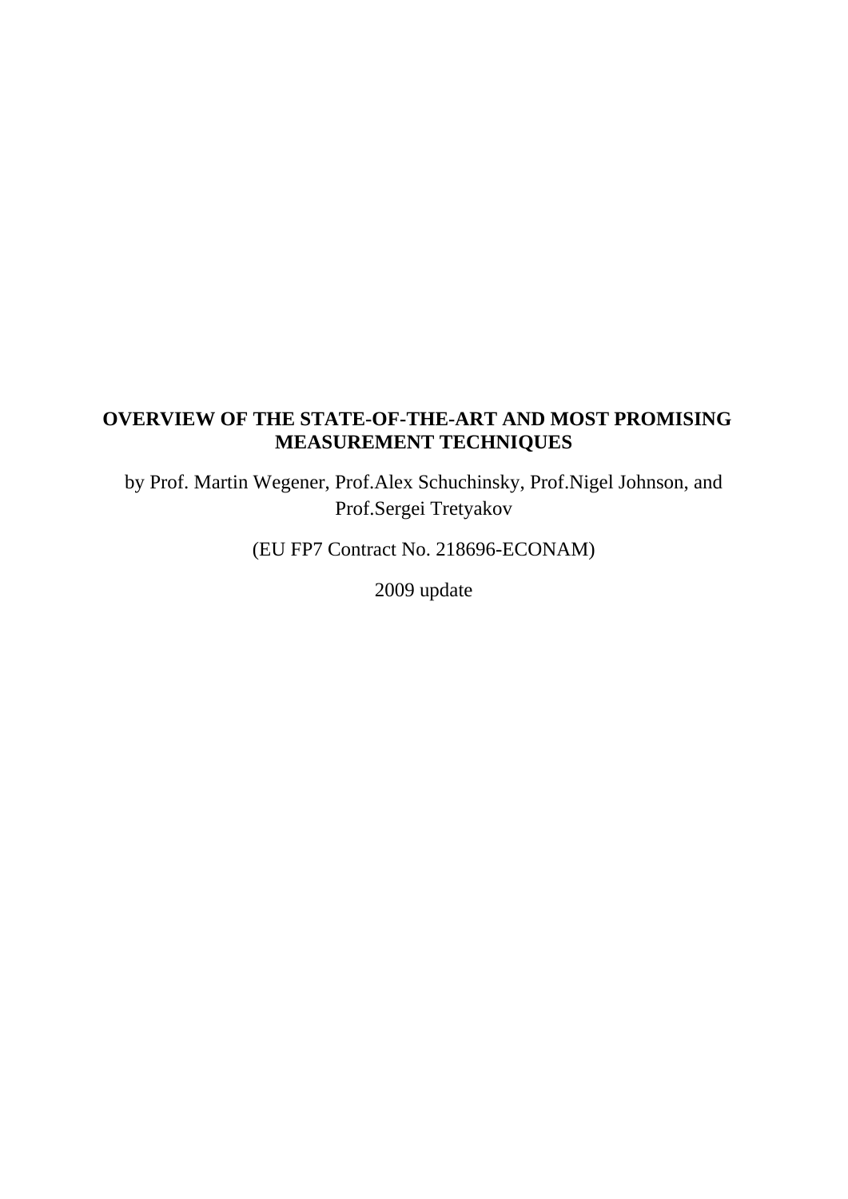# OVERVIEW OF THE STATE-OF-THE-ART AND MOST PROMISING MEASUREMENT TECHNIQUES

by Prof. Martin Wegener, Prof.Alex Schuchinsky, Prof.Nigel Johnson, and Prof.Sergei Tretyakov

(EU FP7 Contract No. 218696-ECONAM)

2009 update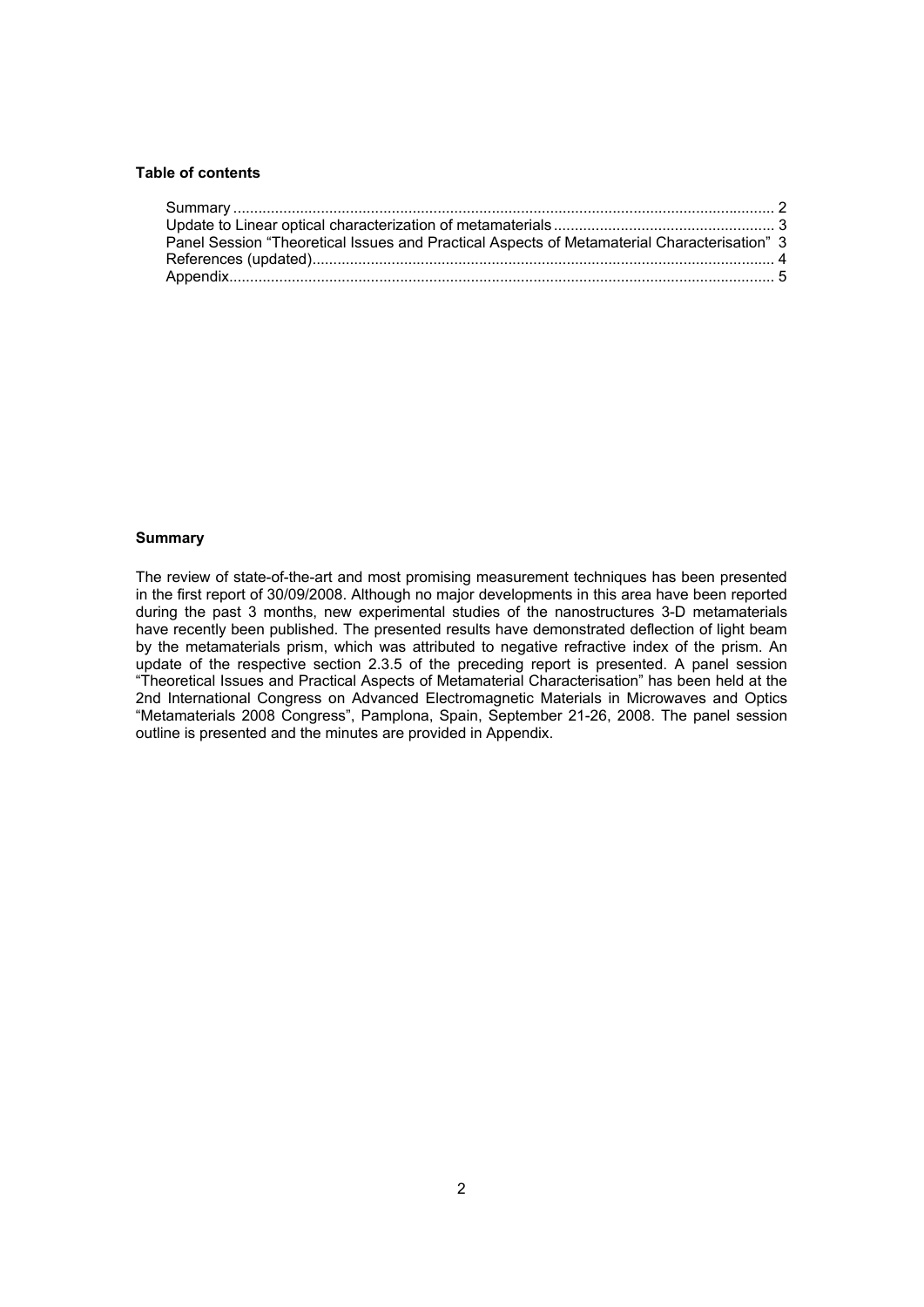**Table of contents**

Summary ........................................................................................................................ 2
Update to Linear optical characterization of metamaterials ..................................................... 3
Panel Session "Theoretical Issues and Practical Aspects of Metamaterial Characterisation" 3
References (updated)............................................................................................................. 4
Appendix................................................................................................................................ 5

**Summary**

The review of state-of-the-art and most promising measurement techniques has been presented in the first report of 30/09/2008. Although no major developments in this area have been reported during the past 3 months, new experimental studies of the nanostructures 3-D metamaterials have recently been published. The presented results have demonstrated deflection of light beam by the metamaterials prism, which was attributed to negative refractive index of the prism. An update of the respective section 2.3.5 of the preceding report is presented. A panel session "Theoretical Issues and Practical Aspects of Metamaterial Characterisation" has been held at the 2nd International Congress on Advanced Electromagnetic Materials in Microwaves and Optics "Metamaterials 2008 Congress", Pamplona, Spain, September 21-26, 2008. The panel session outline is presented and the minutes are provided in Appendix.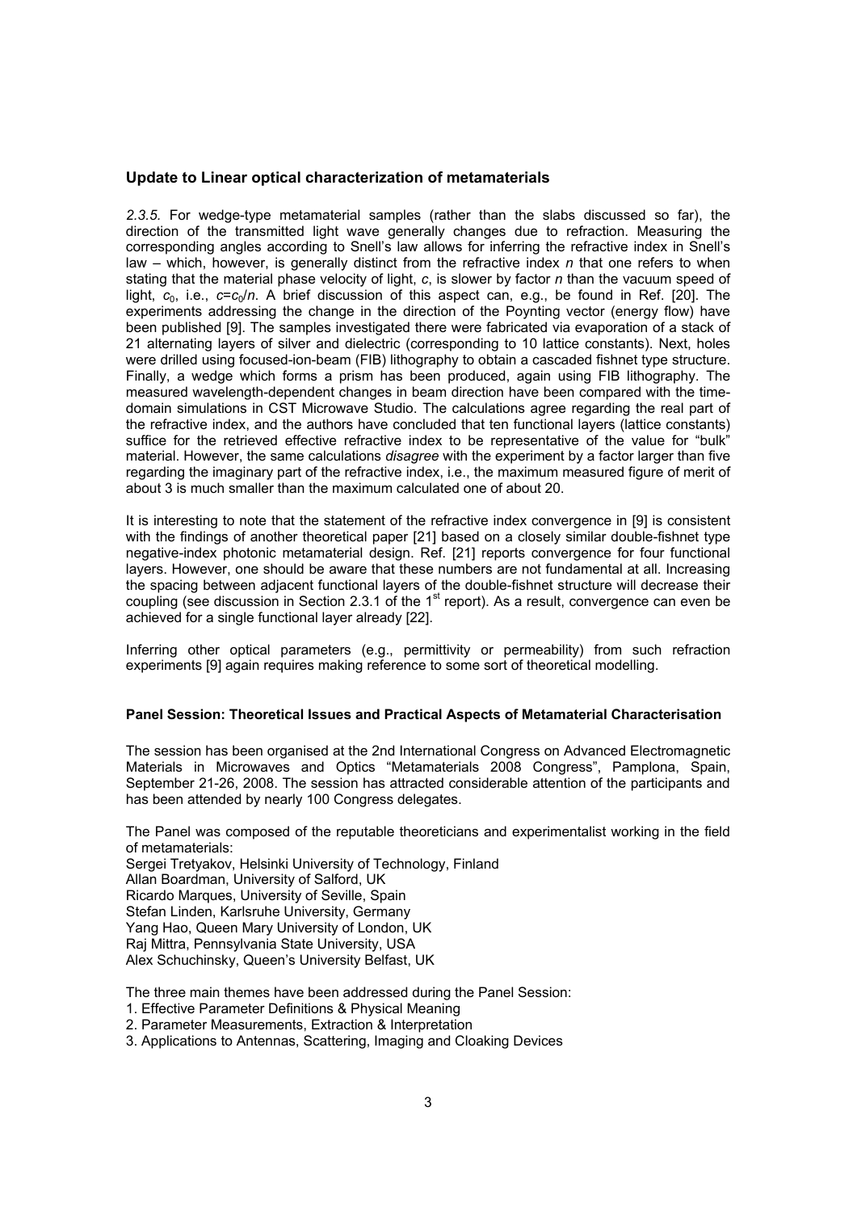## Update to Linear optical characterization of metamaterials

*2.3.5.* For wedge-type metamaterial samples (rather than the slabs discussed so far), the direction of the transmitted light wave generally changes due to refraction. Measuring the corresponding angles according to Snell's law allows for inferring the refractive index in Snell's law – which, however, is generally distinct from the refractive index $n$ that one refers to when stating that the material phase velocity of light, $c$, is slower by factor $n$ than the vacuum speed of light, $c_0$, i.e., $c=c_0/n$. A brief discussion of this aspect can, e.g., be found in Ref. [20]. The experiments addressing the change in the direction of the Poynting vector (energy flow) have been published [9]. The samples investigated there were fabricated via evaporation of a stack of 21 alternating layers of silver and dielectric (corresponding to 10 lattice constants). Next, holes were drilled using focused-ion-beam (FIB) lithography to obtain a cascaded fishnet type structure. Finally, a wedge which forms a prism has been produced, again using FIB lithography. The measured wavelength-dependent changes in beam direction have been compared with the time-domain simulations in CST Microwave Studio. The calculations agree regarding the real part of the refractive index, and the authors have concluded that ten functional layers (lattice constants) suffice for the retrieved effective refractive index to be representative of the value for "bulk" material. However, the same calculations *disagree* with the experiment by a factor larger than five regarding the imaginary part of the refractive index, i.e., the maximum measured figure of merit of about 3 is much smaller than the maximum calculated one of about 20.

It is interesting to note that the statement of the refractive index convergence in [9] is consistent with the findings of another theoretical paper [21] based on a closely similar double-fishnet type negative-index photonic metamaterial design. Ref. [21] reports convergence for four functional layers. However, one should be aware that these numbers are not fundamental at all. Increasing the spacing between adjacent functional layers of the double-fishnet structure will decrease their coupling (see discussion in Section 2.3.1 of the 1st report). As a result, convergence can even be achieved for a single functional layer already [22].

Inferring other optical parameters (e.g., permittivity or permeability) from such refraction experiments [9] again requires making reference to some sort of theoretical modelling.

### Panel Session: Theoretical Issues and Practical Aspects of Metamaterial Characterisation

The session has been organised at the 2nd International Congress on Advanced Electromagnetic Materials in Microwaves and Optics "Metamaterials 2008 Congress", Pamplona, Spain, September 21-26, 2008. The session has attracted considerable attention of the participants and has been attended by nearly 100 Congress delegates.

The Panel was composed of the reputable theoreticians and experimentalist working in the field of metamaterials:
Sergei Tretyakov, Helsinki University of Technology, Finland
Allan Boardman, University of Salford, UK
Ricardo Marques, University of Seville, Spain
Stefan Linden, Karlsruhe University, Germany
Yang Hao, Queen Mary University of London, UK
Raj Mittra, Pennsylvania State University, USA
Alex Schuchinsky, Queen's University Belfast, UK

The three main themes have been addressed during the Panel Session:

1. Effective Parameter Definitions & Physical Meaning
2. Parameter Measurements, Extraction & Interpretation
3. Applications to Antennas, Scattering, Imaging and Cloaking Devices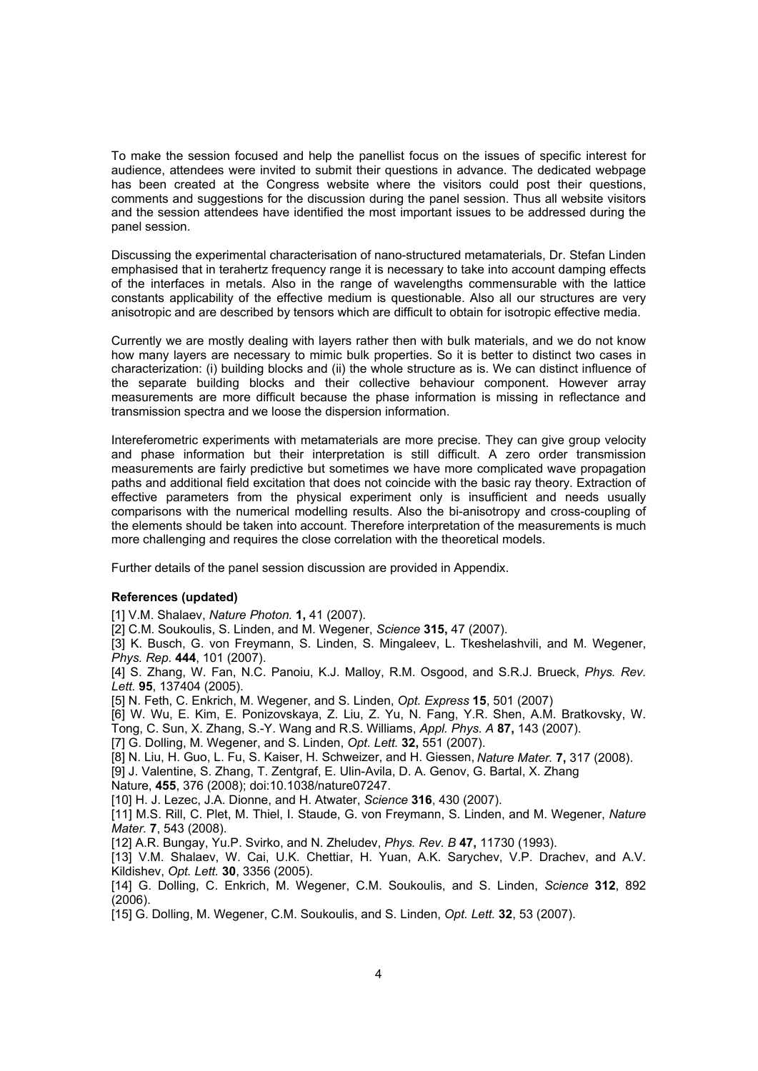To make the session focused and help the panellist focus on the issues of specific interest for audience, attendees were invited to submit their questions in advance. The dedicated webpage has been created at the Congress website where the visitors could post their questions, comments and suggestions for the discussion during the panel session. Thus all website visitors and the session attendees have identified the most important issues to be addressed during the panel session.

Discussing the experimental characterisation of nano-structured metamaterials, Dr. Stefan Linden emphasised that in terahertz frequency range it is necessary to take into account damping effects of the interfaces in metals. Also in the range of wavelengths commensurable with the lattice constants applicability of the effective medium is questionable. Also all our structures are very anisotropic and are described by tensors which are difficult to obtain for isotropic effective media.

Currently we are mostly dealing with layers rather then with bulk materials, and we do not know how many layers are necessary to mimic bulk properties. So it is better to distinct two cases in characterization: (i) building blocks and (ii) the whole structure as is. We can distinct influence of the separate building blocks and their collective behaviour component. However array measurements are more difficult because the phase information is missing in reflectance and transmission spectra and we loose the dispersion information.

Intereferometric experiments with metamaterials are more precise. They can give group velocity and phase information but their interpretation is still difficult. A zero order transmission measurements are fairly predictive but sometimes we have more complicated wave propagation paths and additional field excitation that does not coincide with the basic ray theory. Extraction of effective parameters from the physical experiment only is insufficient and needs usually comparisons with the numerical modelling results. Also the bi-anisotropy and cross-coupling of the elements should be taken into account. Therefore interpretation of the measurements is much more challenging and requires the close correlation with the theoretical models.

Further details of the panel session discussion are provided in Appendix.

**References (updated)**

[1] V.M. Shalaev, *Nature Photon.* **1,** 41 (2007).

[2] C.M. Soukoulis, S. Linden, and M. Wegener, *Science* **315,** 47 (2007).

[3] K. Busch, G. von Freymann, S. Linden, S. Mingaleev, L. Tkeshelashvili, and M. Wegener, *Phys. Rep*. **444**, 101 (2007).

[4] S. Zhang, W. Fan, N.C. Panoiu, K.J. Malloy, R.M. Osgood, and S.R.J. Brueck, *Phys. Rev. Lett.* **95**, 137404 (2005).

[5] N. Feth, C. Enkrich, M. Wegener, and S. Linden, *Opt. Express* **15**, 501 (2007)

[6] W. Wu, E. Kim, E. Ponizovskaya, Z. Liu, Z. Yu, N. Fang, Y.R. Shen, A.M. Bratkovsky, W. Tong, C. Sun, X. Zhang, S.-Y. Wang and R.S. Williams, *Appl. Phys. A* **87,** 143 (2007).

[7] G. Dolling, M. Wegener, and S. Linden, *Opt. Lett.* **32,** 551 (2007).

[8] N. Liu, H. Guo, L. Fu, S. Kaiser, H. Schweizer, and H. Giessen, *Nature Mater.* **7,** 317 (2008).

[9] J. Valentine, S. Zhang, T. Zentgraf, E. Ulin-Avila, D. A. Genov, G. Bartal, X. Zhang Nature, **455**, 376 (2008); doi:10.1038/nature07247.

[10] H. J. Lezec, J.A. Dionne, and H. Atwater, *Science* **316**, 430 (2007).

[11] M.S. Rill, C. Plet, M. Thiel, I. Staude, G. von Freymann, S. Linden, and M. Wegener, *Nature Mater.* **7**, 543 (2008).

[12] A.R. Bungay, Yu.P. Svirko, and N. Zheludev, *Phys. Rev. B* **47,** 11730 (1993).

[13] V.M. Shalaev, W. Cai, U.K. Chettiar, H. Yuan, A.K. Sarychev, V.P. Drachev, and A.V. Kildishev, *Opt. Lett.* **30**, 3356 (2005).

[14] G. Dolling, C. Enkrich, M. Wegener, C.M. Soukoulis, and S. Linden, *Science* **312**, 892 (2006).

[15] G. Dolling, M. Wegener, C.M. Soukoulis, and S. Linden, *Opt. Lett.* **32**, 53 (2007).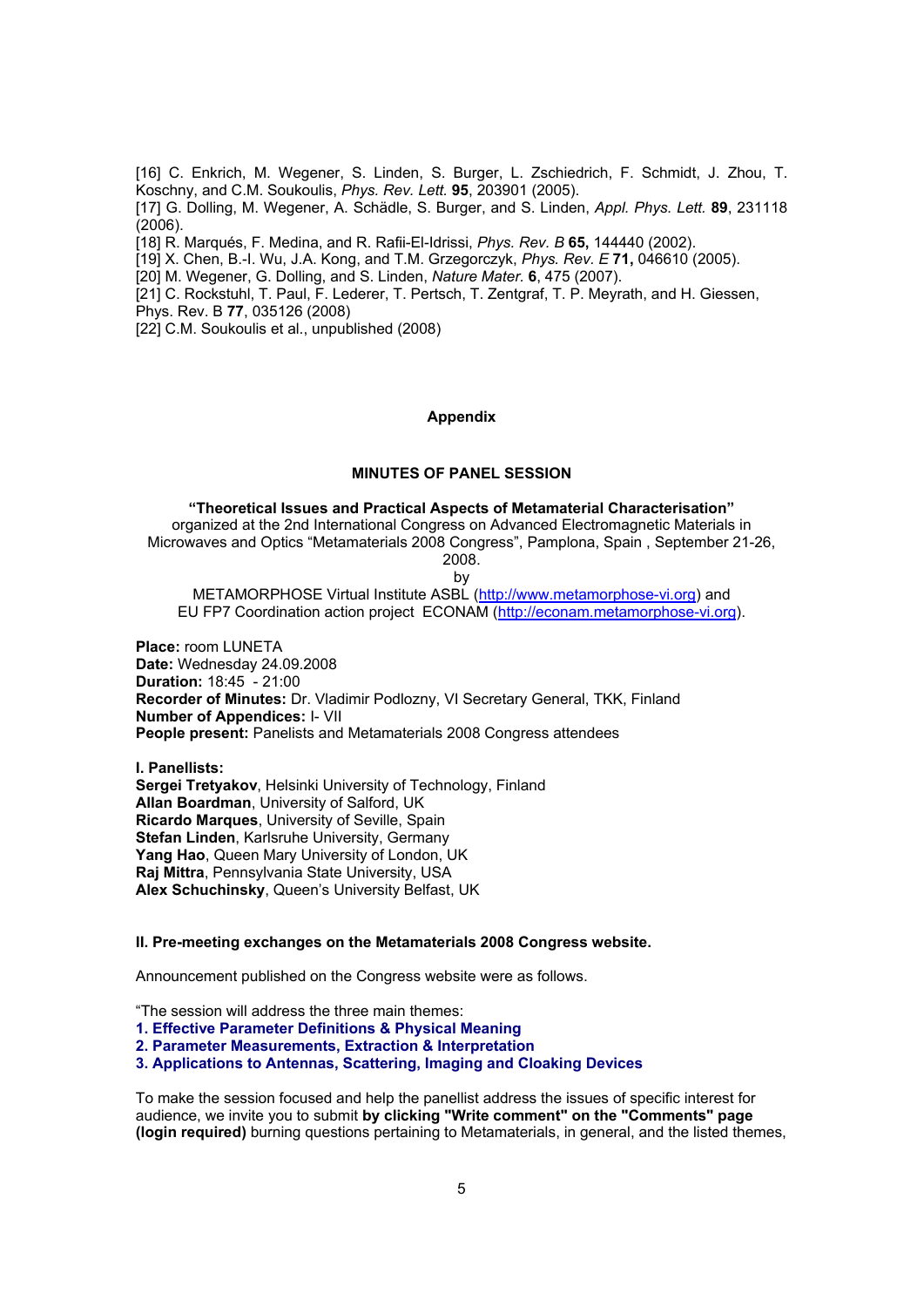[16] C. Enkrich, M. Wegener, S. Linden, S. Burger, L. Zschiedrich, F. Schmidt, J. Zhou, T. Koschny, and C.M. Soukoulis, *Phys. Rev. Lett.* **95**, 203901 (2005).
[17] G. Dolling, M. Wegener, A. Schädle, S. Burger, and S. Linden, *Appl. Phys. Lett.* **89**, 231118 (2006).
[18] R. Marqués, F. Medina, and R. Rafii-El-Idrissi, *Phys. Rev. B* **65,** 144440 (2002).
[19] X. Chen, B.-I. Wu, J.A. Kong, and T.M. Grzegorczyk, *Phys. Rev. E* **71,** 046610 (2005).
[20] M. Wegener, G. Dolling, and S. Linden, *Nature Mater.* **6**, 475 (2007).
[21] C. Rockstuhl, T. Paul, F. Lederer, T. Pertsch, T. Zentgraf, T. P. Meyrath, and H. Giessen, Phys. Rev. B **77**, 035126 (2008)
[22] C.M. Soukoulis et al., unpublished (2008)

## Appendix

### MINUTES OF PANEL SESSION

**"Theoretical Issues and Practical Aspects of Metamaterial Characterisation"**
organized at the 2nd International Congress on Advanced Electromagnetic Materials in Microwaves and Optics "Metamaterials 2008 Congress", Pamplona, Spain , September 21-26, 2008.
by
METAMORPHOSE Virtual Institute ASBL (http://www.metamorphose-vi.org) and EU FP7 Coordination action project ECONAM (http://econam.metamorphose-vi.org).

**Place:** room LUNETA
**Date:** Wednesday 24.09.2008
**Duration:** 18:45 - 21:00
**Recorder of Minutes:** Dr. Vladimir Podlozny, VI Secretary General, TKK, Finland
**Number of Appendicies:** I- VII
**People present:** Panelists and Metamaterials 2008 Congress attendees

**I. Panellists:**
**Sergei Tretyakov**, Helsinki University of Technology, Finland
**Allan Boardman**, University of Salford, UK
**Ricardo Marques**, University of Seville, Spain
**Stefan Linden**, Karlsruhe University, Germany
**Yang Hao**, Queen Mary University of London, UK
**Raj Mittra**, Pennsylvania State University, USA
**Alex Schuchinsky**, Queen's University Belfast, UK

**II. Pre-meeting exchanges on the Metamaterials 2008 Congress website.**

Announcement published on the Congress website were as follows.

"The session will address the three main themes:
**1. Effective Parameter Definitions & Physical Meaning**
**2. Parameter Measurements, Extraction & Interpretation**
**3. Applications to Antennas, Scattering, Imaging and Cloaking Devices**

To make the session focused and help the panellist address the issues of specific interest for audience, we invite you to submit **by clicking "Write comment" on the "Comments" page (login required)** burning questions pertaining to Metamaterials, in general, and the listed themes,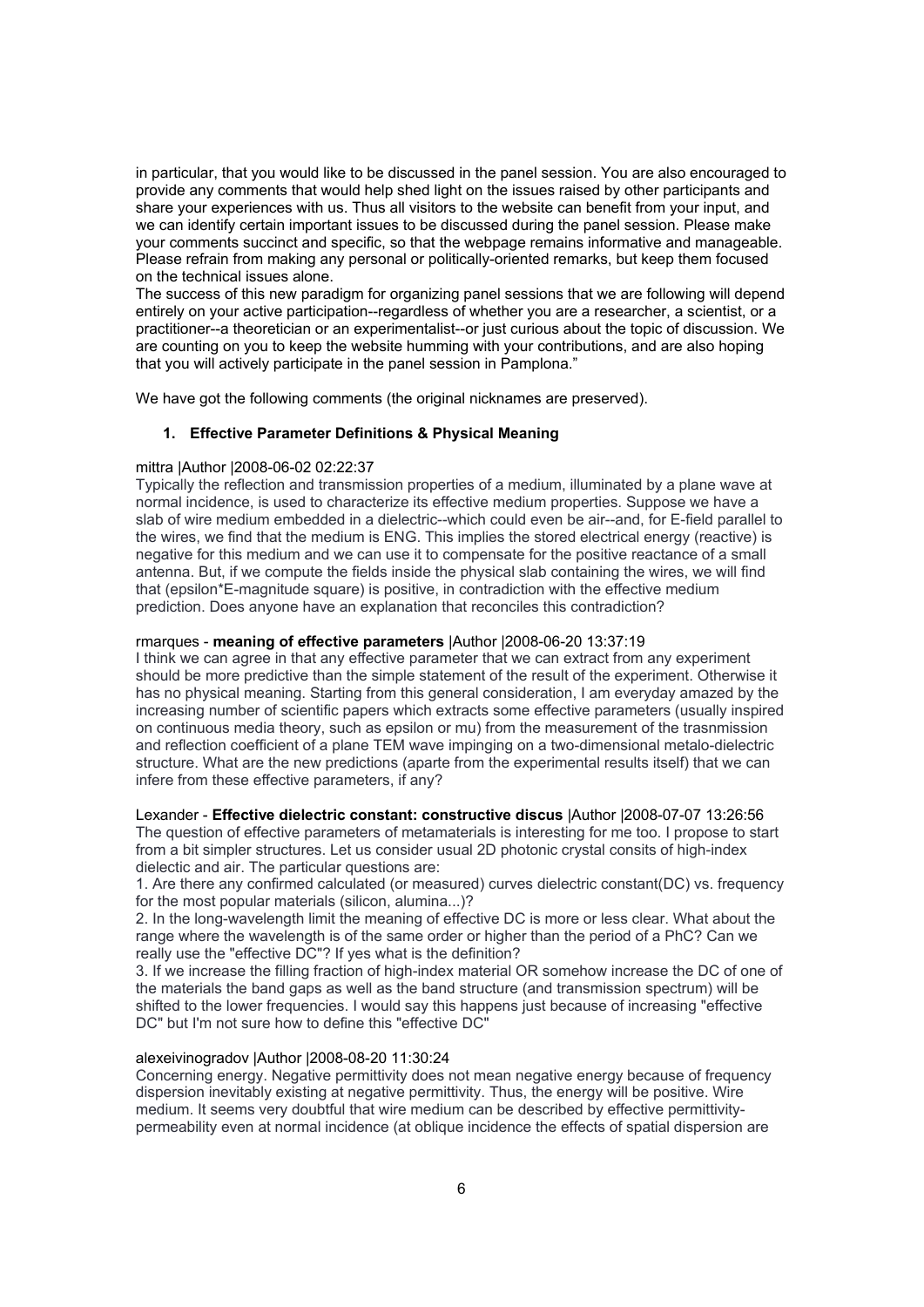in particular, that you would like to be discussed in the panel session. You are also encouraged to provide any comments that would help shed light on the issues raised by other participants and share your experiences with us. Thus all visitors to the website can benefit from your input, and we can identify certain important issues to be discussed during the panel session. Please make your comments succinct and specific, so that the webpage remains informative and manageable. Please refrain from making any personal or politically-oriented remarks, but keep them focused on the technical issues alone.
The success of this new paradigm for organizing panel sessions that we are following will depend entirely on your active participation--regardless of whether you are a researcher, a scientist, or a practitioner--a theoretician or an experimentalist--or just curious about the topic of discussion. We are counting on you to keep the website humming with your contributions, and are also hoping that you will actively participate in the panel session in Pamplona."

We have got the following comments (the original nicknames are preserved).

1. **Effective Parameter Definitions & Physical Meaning**

mittra |Author |2008-06-02 02:22:37
Typically the reflection and transmission properties of a medium, illuminated by a plane wave at normal incidence, is used to characterize its effective medium properties. Suppose we have a slab of wire medium embedded in a dielectric--which could even be air--and, for E-field parallel to the wires, we find that the medium is ENG. This implies the stored electrical energy (reactive) is negative for this medium and we can use it to compensate for the positive reactance of a small antenna. But, if we compute the fields inside the physical slab containing the wires, we will find that (epsilon*E-magnitude square) is positive, in contradiction with the effective medium prediction. Does anyone have an explanation that reconciles this contradiction?

rmarques - **meaning of effective parameters** |Author |2008-06-20 13:37:19
I think we can agree in that any effective parameter that we can extract from any experiment should be more predictive than the simple statement of the result of the experiment. Otherwise it has no physical meaning. Starting from this general consideration, I am everyday amazed by the increasing number of scientific papers which extracts some effective parameters (usually inspired on continuous media theory, such as epsilon or mu) from the measurement of the trasnmission and reflection coefficient of a plane TEM wave impinging on a two-dimensional metalo-dielectric structure. What are the new predictions (aparte from the experimental results itself) that we can infere from these effective parameters, if any?

Lexander - **Effective dielectric constant: constructive discus** |Author |2008-07-07 13:26:56
The question of effective parameters of metamaterials is interesting for me too. I propose to start from a bit simpler structures. Let us consider usual 2D photonic crystal consits of high-index dielectic and air. The particular questions are:
1. Are there any confirmed calculated (or measured) curves dielectric constant(DC) vs. frequency for the most popular materials (silicon, alumina...)?
2. In the long-wavelength limit the meaning of effective DC is more or less clear. What about the range where the wavelength is of the same order or higher than the period of a PhC? Can we really use the "effective DC"? If yes what is the definition?
3. If we increase the filling fraction of high-index material OR somehow increase the DC of one of the materials the band gaps as well as the band structure (and transmission spectrum) will be shifted to the lower frequencies. I would say this happens just because of increasing "effective DC" but I'm not sure how to define this "effective DC"

alexeivinogradov |Author |2008-08-20 11:30:24
Concerning energy. Negative permittivity does not mean negative energy because of frequency dispersion inevitably existing at negative permittivity. Thus, the energy will be positive. Wire medium. It seems very doubtful that wire medium can be described by effective permittivity-permeability even at normal incidence (at oblique incidence the effects of spatial dispersion are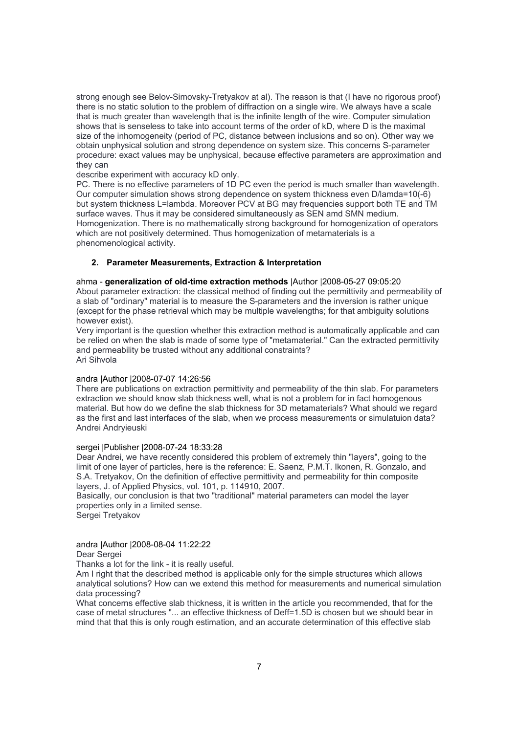strong enough see Belov-Simovsky-Tretyakov at al). The reason is that (I have no rigorous proof) there is no static solution to the problem of diffraction on a single wire. We always have a scale that is much greater than wavelength that is the infinite length of the wire. Computer simulation shows that is senseless to take into account terms of the order of kD, where D is the maximal size of the inhomogeneity (period of PC, distance between inclusions and so on). Other way we obtain unphysical solution and strong dependence on system size. This concerns S-parameter procedure: exact values may be unphysical, because effective parameters are approximation and they can
describe experiment with accuracy kD only.
PC. There is no effective parameters of 1D PC even the period is much smaller than wavelength. Our computer simulation shows strong dependence on system thickness even D/lamda=10(-6) but system thickness L=lambda. Moreover PCV at BG may frequencies support both TE and TM surface waves. Thus it may be considered simultaneously as SEN amd SMN medium.
Homogenization. There is no mathematically strong background for homogenization of operators which are not positively determined. Thus homogenization of metamaterials is a phenomenological activity.

## 2. Parameter Measurements, Extraction & Interpretation

ahma - **generalization of old-time extraction methods** |Author |2008-05-27 09:05:20
About parameter extraction: the classical method of finding out the permittivity and permeability of a slab of "ordinary" material is to measure the S-parameters and the inversion is rather unique (except for the phase retrieval which may be multiple wavelengths; for that ambiguity solutions however exist).
Very important is the question whether this extraction method is automatically applicable and can be relied on when the slab is made of some type of "metamaterial." Can the extracted permittivity and permeability be trusted without any additional constraints?
Ari Sihvola

andra |Author |2008-07-07 14:26:56
There are publications on extraction permittivity and permeability of the thin slab. For parameters extraction we should know slab thickness well, what is not a problem for in fact homogenous material. But how do we define the slab thickness for 3D metamaterials? What should we regard as the first and last interfaces of the slab, when we process measurements or simulatuion data?
Andrei Andryieuski

sergei |Publisher |2008-07-24 18:33:28
Dear Andrei, we have recently considered this problem of extremely thin "layers", going to the limit of one layer of particles, here is the reference: E. Saenz, P.M.T. Ikonen, R. Gonzalo, and S.A. Tretyakov, On the definition of effective permittivity and permeability for thin composite layers, J. of Applied Physics, vol. 101, p. 114910, 2007.
Basically, our conclusion is that two "traditional" material parameters can model the layer properties only in a limited sense.
Sergei Tretyakov

andra |Author |2008-08-04 11:22:22
Dear Sergei
Thanks a lot for the link - it is really useful.
Am I right that the described method is applicable only for the simple structures which allows analytical solutions? How can we extend this method for measurements and numerical simulation data processing?
What concerns effective slab thickness, it is written in the article you recommended, that for the case of metal structures "... an effective thickness of Deff=1.5D is chosen but we should bear in mind that that this is only rough estimation, and an accurate determination of this effective slab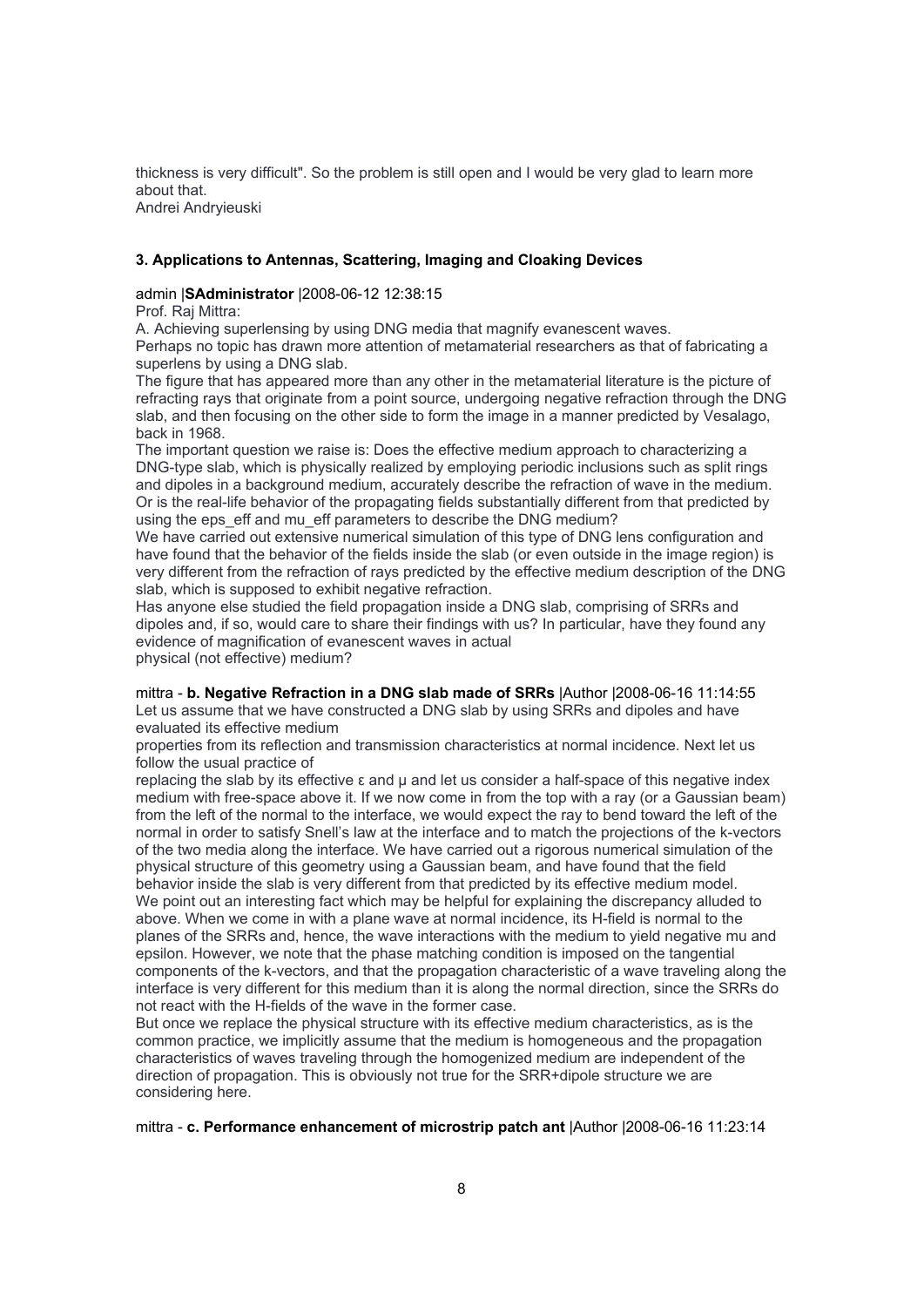thickness is very difficult". So the problem is still open and I would be very glad to learn more about that.
Andrei Andryieuski

### 3. Applications to Antennas, Scattering, Imaging and Cloaking Devices

admin |**SAdministrator** |2008-06-12 12:38:15
Prof. Raj Mittra:
A. Achieving superlensing by using DNG media that magnify evanescent waves.
Perhaps no topic has drawn more attention of metamaterial researchers as that of fabricating a superlens by using a DNG slab.
The figure that has appeared more than any other in the metamaterial literature is the picture of refracting rays that originate from a point source, undergoing negative refraction through the DNG slab, and then focusing on the other side to form the image in a manner predicted by Vesalago, back in 1968.
The important question we raise is: Does the effective medium approach to characterizing a DNG-type slab, which is physically realized by employing periodic inclusions such as split rings and dipoles in a background medium, accurately describe the refraction of wave in the medium. Or is the real-life behavior of the propagating fields substantially different from that predicted by using the eps_eff and mu_eff parameters to describe the DNG medium?
We have carried out extensive numerical simulation of this type of DNG lens configuration and have found that the behavior of the fields inside the slab (or even outside in the image region) is very different from the refraction of rays predicted by the effective medium description of the DNG slab, which is supposed to exhibit negative refraction.
Has anyone else studied the field propagation inside a DNG slab, comprising of SRRs and dipoles and, if so, would care to share their findings with us? In particular, have they found any evidence of magnification of evanescent waves in actual
physical (not effective) medium?

mittra - **b. Negative Refraction in a DNG slab made of SRRs** |Author |2008-06-16 11:14:55
Let us assume that we have constructed a DNG slab by using SRRs and dipoles and have evaluated its effective medium
properties from its reflection and transmission characteristics at normal incidence. Next let us follow the usual practice of
replacing the slab by its effective $\varepsilon$ and $\mu$ and let us consider a half-space of this negative index medium with free-space above it. If we now come in from the top with a ray (or a Gaussian beam) from the left of the normal to the interface, we would expect the ray to bend toward the left of the normal in order to satisfy Snell's law at the interface and to match the projections of the k-vectors of the two media along the interface. We have carried out a rigorous numerical simulation of the physical structure of this geometry using a Gaussian beam, and have found that the field behavior inside the slab is very different from that predicted by its effective medium model.
We point out an interesting fact which may be helpful for explaining the discrepancy alluded to above. When we come in with a plane wave at normal incidence, its H-field is normal to the planes of the SRRs and, hence, the wave interactions with the medium to yield negative mu and epsilon. However, we note that the phase matching condition is imposed on the tangential components of the k-vectors, and that the propagation characteristic of a wave traveling along the interface is very different for this medium than it is along the normal direction, since the SRRs do not react with the H-fields of the wave in the former case.
But once we replace the physical structure with its effective medium characteristics, as is the common practice, we implicitly assume that the medium is homogeneous and the propagation characteristics of waves traveling through the homogenized medium are independent of the direction of propagation. This is obviously not true for the SRR+dipole structure we are considering here.

mittra - **c. Performance enhancement of microstrip patch ant** |Author |2008-06-16 11:23:14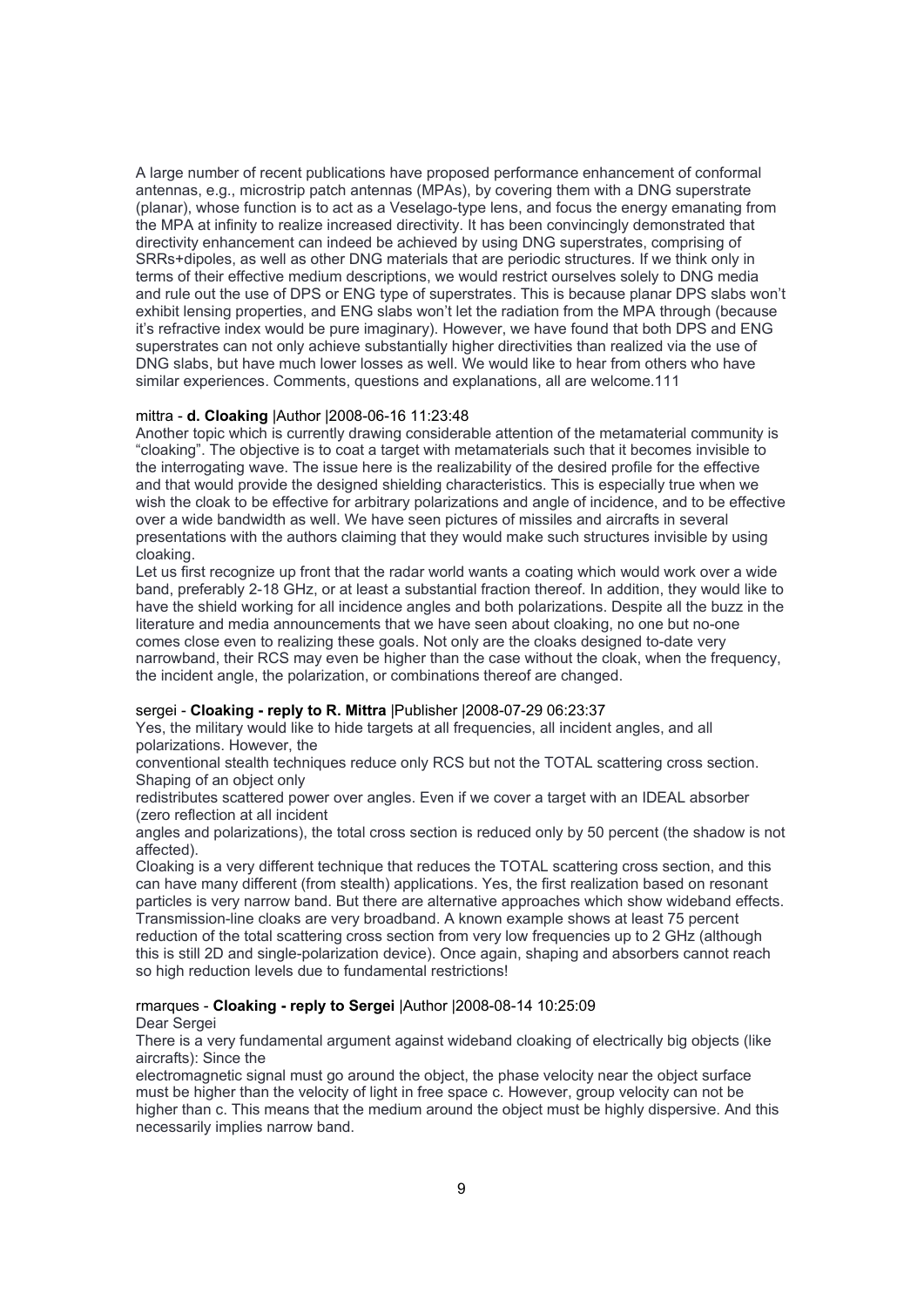A large number of recent publications have proposed performance enhancement of conformal antennas, e.g., microstrip patch antennas (MPAs), by covering them with a DNG superstrate (planar), whose function is to act as a Veselago-type lens, and focus the energy emanating from the MPA at infinity to realize increased directivity. It has been convincingly demonstrated that directivity enhancement can indeed be achieved by using DNG superstrates, comprising of SRRs+dipoles, as well as other DNG materials that are periodic structures. If we think only in terms of their effective medium descriptions, we would restrict ourselves solely to DNG media and rule out the use of DPS or ENG type of superstrates. This is because planar DPS slabs won't exhibit lensing properties, and ENG slabs won't let the radiation from the MPA through (because it's refractive index would be pure imaginary). However, we have found that both DPS and ENG superstrates can not only achieve substantially higher directivities than realized via the use of DNG slabs, but have much lower losses as well. We would like to hear from others who have similar experiences. Comments, questions and explanations, all are welcome.111

mittra - **d. Cloaking** |Author |2008-06-16 11:23:48

Another topic which is currently drawing considerable attention of the metamaterial community is "cloaking". The objective is to coat a target with metamaterials such that it becomes invisible to the interrogating wave. The issue here is the realizability of the desired profile for the effective and that would provide the designed shielding characteristics. This is especially true when we wish the cloak to be effective for arbitrary polarizations and angle of incidence, and to be effective over a wide bandwidth as well. We have seen pictures of missiles and aircrafts in several presentations with the authors claiming that they would make such structures invisible by using cloaking.

Let us first recognize up front that the radar world wants a coating which would work over a wide band, preferably 2-18 GHz, or at least a substantial fraction thereof. In addition, they would like to have the shield working for all incidence angles and both polarizations. Despite all the buzz in the literature and media announcements that we have seen about cloaking, no one but no-one comes close even to realizing these goals. Not only are the cloaks designed to-date very narrowband, their RCS may even be higher than the case without the cloak, when the frequency, the incident angle, the polarization, or combinations thereof are changed.

sergei - **Cloaking - reply to R. Mittra** |Publisher |2008-07-29 06:23:37

Yes, the military would like to hide targets at all frequencies, all incident angles, and all polarizations. However, the conventional stealth techniques reduce only RCS but not the TOTAL scattering cross section. Shaping of an object only redistributes scattered power over angles. Even if we cover a target with an IDEAL absorber (zero reflection at all incident angles and polarizations), the total cross section is reduced only by 50 percent (the shadow is not affected).

Cloaking is a very different technique that reduces the TOTAL scattering cross section, and this can have many different (from stealth) applications. Yes, the first realization based on resonant particles is very narrow band. But there are alternative approaches which show wideband effects. Transmission-line cloaks are very broadband. A known example shows at least 75 percent reduction of the total scattering cross section from very low frequencies up to 2 GHz (although this is still 2D and single-polarization device). Once again, shaping and absorbers cannot reach so high reduction levels due to fundamental restrictions!

rmarques - **Cloaking - reply to Sergei** |Author |2008-08-14 10:25:09

Dear Sergei

There is a very fundamental argument against wideband cloaking of electrically big objects (like aircrafts): Since the electromagnetic signal must go around the object, the phase velocity near the object surface must be higher than the velocity of light in free space c. However, group velocity can not be higher than c. This means that the medium around the object must be highly dispersive. And this necessarily implies narrow band.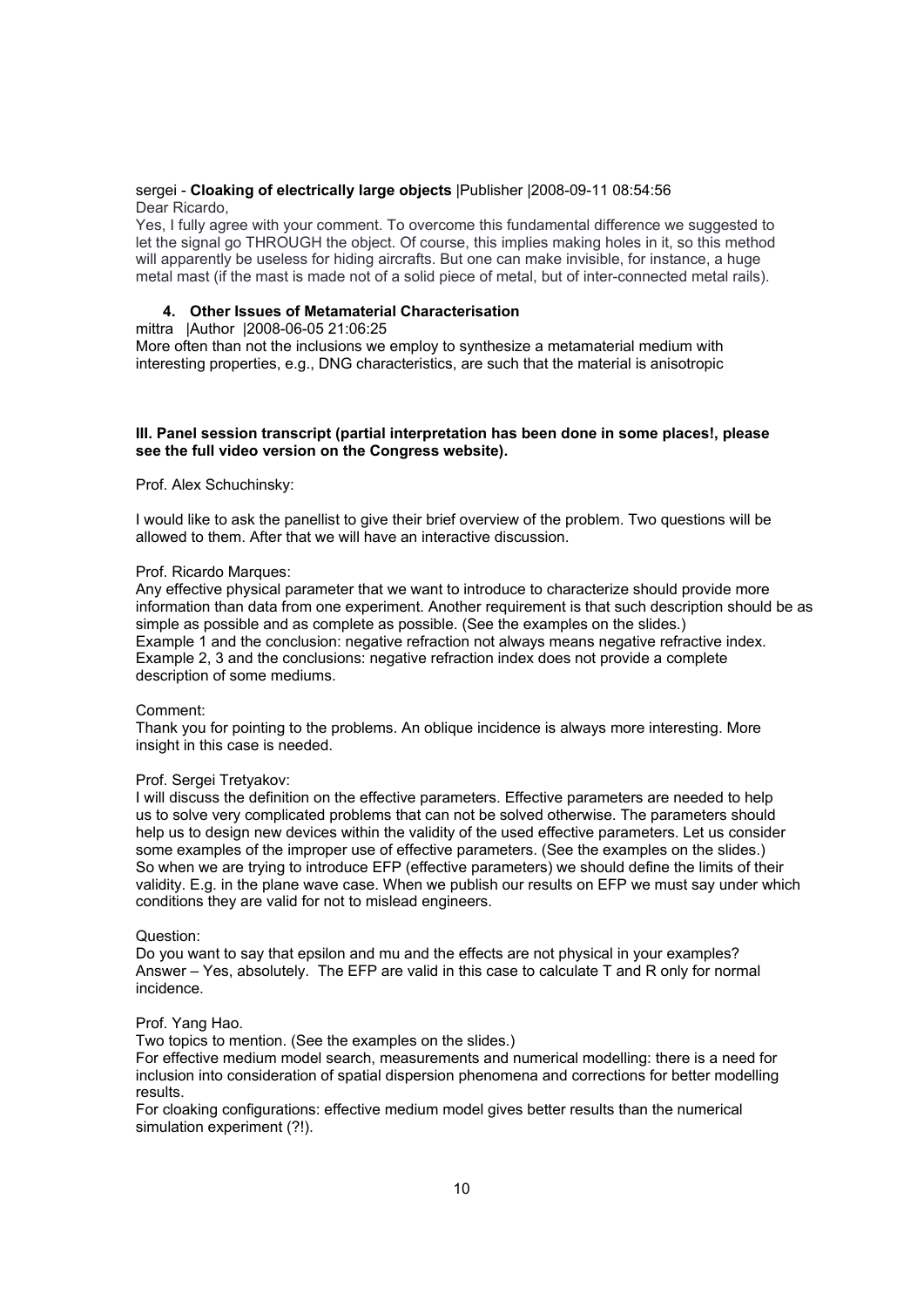sergei - **Cloaking of electrically large objects** |Publisher |2008-09-11 08:54:56
Dear Ricardo,

Yes, I fully agree with your comment. To overcome this fundamental difference we suggested to let the signal go THROUGH the object. Of course, this implies making holes in it, so this method will apparently be useless for hiding aircrafts. But one can make invisible, for instance, a huge metal mast (if the mast is made not of a solid piece of metal, but of inter-connected metal rails).

#### 4. Other Issues of Metamaterial Characterisation

mittra |Author |2008-06-05 21:06:25
More often than not the inclusions we employ to synthesize a metamaterial medium with interesting properties, e.g., DNG characteristics, are such that the material is anisotropic

### III. Panel session transcript (partial interpretation has been done in some places!, please see the full video version on the Congress website).

Prof. Alex Schuchinsky:

I would like to ask the panellist to give their brief overview of the problem. Two questions will be allowed to them. After that we will have an interactive discussion.

Prof. Ricardo Marques:

Any effective physical parameter that we want to introduce to characterize should provide more information than data from one experiment. Another requirement is that such description should be as simple as possible and as complete as possible. (See the examples on the slides.)
Example 1 and the conclusion: negative refraction not always means negative refractive index.
Example 2, 3 and the conclusions: negative refraction index does not provide a complete description of some mediums.

Comment:

Thank you for pointing to the problems. An oblique incidence is always more interesting. More insight in this case is needed.

Prof. Sergei Tretyakov:

I will discuss the definition on the effective parameters. Effective parameters are needed to help us to solve very complicated problems that can not be solved otherwise. The parameters should help us to design new devices within the validity of the used effective parameters. Let us consider some examples of the improper use of effective parameters. (See the examples on the slides.)
So when we are trying to introduce EFP (effective parameters) we should define the limits of their validity. E.g. in the plane wave case. When we publish our results on EFP we must say under which conditions they are valid for not to mislead engineers.

Question:

Do you want to say that epsilon and mu and the effects are not physical in your examples?
Answer – Yes, absolutely. The EFP are valid in this case to calculate T and R only for normal incidence.

Prof. Yang Hao.

Two topics to mention. (See the examples on the slides.)

For effective medium model search, measurements and numerical modelling: there is a need for inclusion into consideration of spatial dispersion phenomena and corrections for better modelling results.

For cloaking configurations: effective medium model gives better results than the numerical simulation experiment (?!).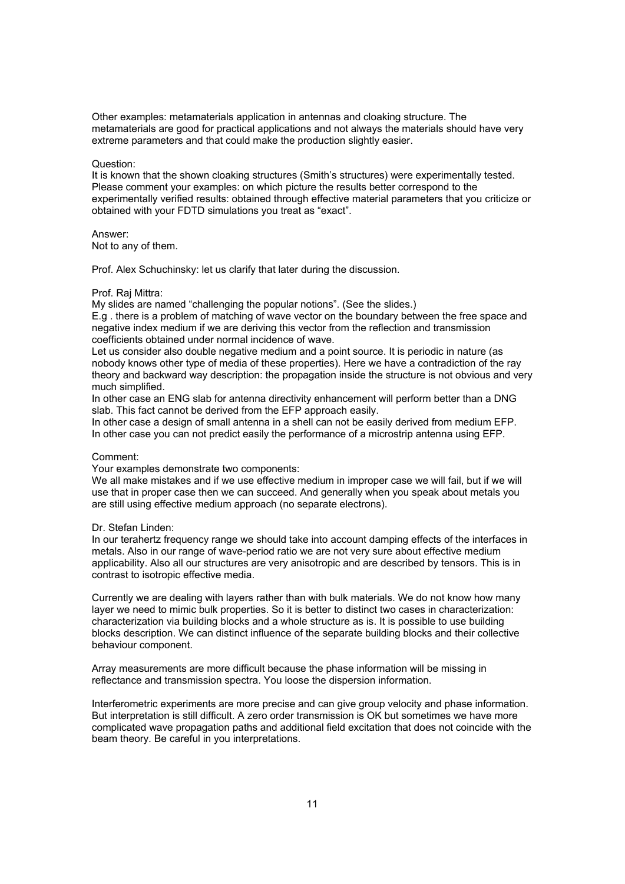Other examples: metamaterials application in antennas and cloaking structure. The metamaterials are good for practical applications and not always the materials should have very extreme parameters and that could make the production slightly easier.

Question:
It is known that the shown cloaking structures (Smith's structures) were experimentally tested. Please comment your examples: on which picture the results better correspond to the experimentally verified results: obtained through effective material parameters that you criticize or obtained with your FDTD simulations you treat as "exact".

Answer:
Not to any of them.

Prof. Alex Schuchinsky: let us clarify that later during the discussion.

Prof. Raj Mittra:
My slides are named "challenging the popular notions". (See the slides.)
E.g . there is a problem of matching of wave vector on the boundary between the free space and negative index medium if we are deriving this vector from the reflection and transmission coefficients obtained under normal incidence of wave.
Let us consider also double negative medium and a point source. It is periodic in nature (as nobody knows other type of media of these properties). Here we have a contradiction of the ray theory and backward way description: the propagation inside the structure is not obvious and very much simplified.
In other case an ENG slab for antenna directivity enhancement will perform better than a DNG slab. This fact cannot be derived from the EFP approach easily.
In other case a design of small antenna in a shell can not be easily derived from medium EFP.
In other case you can not predict easily the performance of a microstrip antenna using EFP.

Comment:
Your examples demonstrate two components:
We all make mistakes and if we use effective medium in improper case we will fail, but if we will use that in proper case then we can succeed. And generally when you speak about metals you are still using effective medium approach (no separate electrons).

Dr. Stefan Linden:
In our terahertz frequency range we should take into account damping effects of the interfaces in metals. Also in our range of wave-period ratio we are not very sure about effective medium applicability. Also all our structures are very anisotropic and are described by tensors. This is in contrast to isotropic effective media.

Currently we are dealing with layers rather than with bulk materials. We do not know how many layer we need to mimic bulk properties. So it is better to distinct two cases in characterization: characterization via building blocks and a whole structure as is. It is possible to use building blocks description. We can distinct influence of the separate building blocks and their collective behaviour component.

Array measurements are more difficult because the phase information will be missing in reflectance and transmission spectra. You loose the dispersion information.

Interferometric experiments are more precise and can give group velocity and phase information. But interpretation is still difficult. A zero order transmission is OK but sometimes we have more complicated wave propagation paths and additional field excitation that does not coincide with the beam theory. Be careful in you interpretations.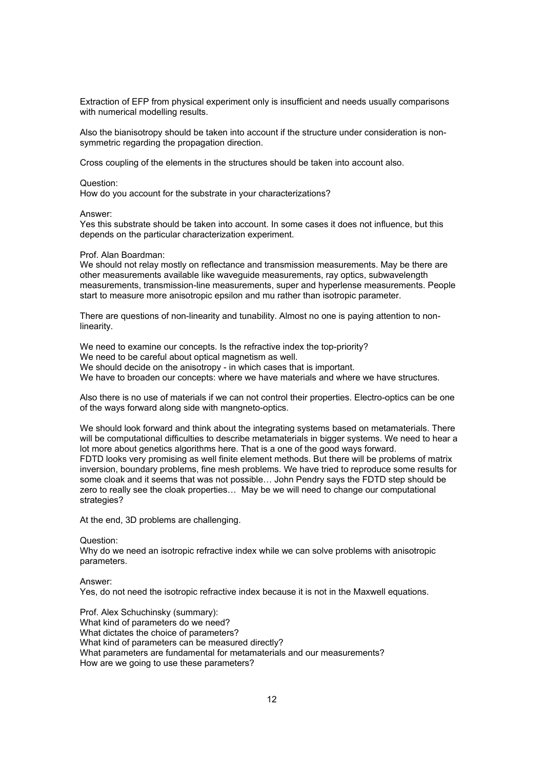Extraction of EFP from physical experiment only is insufficient and needs usually comparisons with numerical modelling results.

Also the bianisotropy should be taken into account if the structure under consideration is non-symmetric regarding the propagation direction.

Cross coupling of the elements in the structures should be taken into account also.

Question:
How do you account for the substrate in your characterizations?

Answer:
Yes this substrate should be taken into account. In some cases it does not influence, but this depends on the particular characterization experiment.

Prof. Alan Boardman:
We should not relay mostly on reflectance and transmission measurements. May be there are other measurements available like waveguide measurements, ray optics, subwavelength measurements, transmission-line measurements, super and hyperlense measurements. People start to measure more anisotropic epsilon and mu rather than isotropic parameter.

There are questions of non-linearity and tunability. Almost no one is paying attention to non-linearity.

We need to examine our concepts. Is the refractive index the top-priority?
We need to be careful about optical magnetism as well.
We should decide on the anisotropy - in which cases that is important.
We have to broaden our concepts: where we have materials and where we have structures.

Also there is no use of materials if we can not control their properties. Electro-optics can be one of the ways forward along side with mangneto-optics.

We should look forward and think about the integrating systems based on metamaterials. There will be computational difficulties to describe metamaterials in bigger systems. We need to hear a lot more about genetics algorithms here. That is a one of the good ways forward.
FDTD looks very promising as well finite element methods. But there will be problems of matrix inversion, boundary problems, fine mesh problems. We have tried to reproduce some results for some cloak and it seems that was not possible… John Pendry says the FDTD step should be zero to really see the cloak properties… May be we will need to change our computational strategies?

At the end, 3D problems are challenging.

Question:
Why do we need an isotropic refractive index while we can solve problems with anisotropic parameters.

Answer:
Yes, do not need the isotropic refractive index because it is not in the Maxwell equations.

Prof. Alex Schuchinsky (summary):
What kind of parameters do we need?
What dictates the choice of parameters?
What kind of parameters can be measured directly?
What parameters are fundamental for metamaterials and our measurements?
How are we going to use these parameters?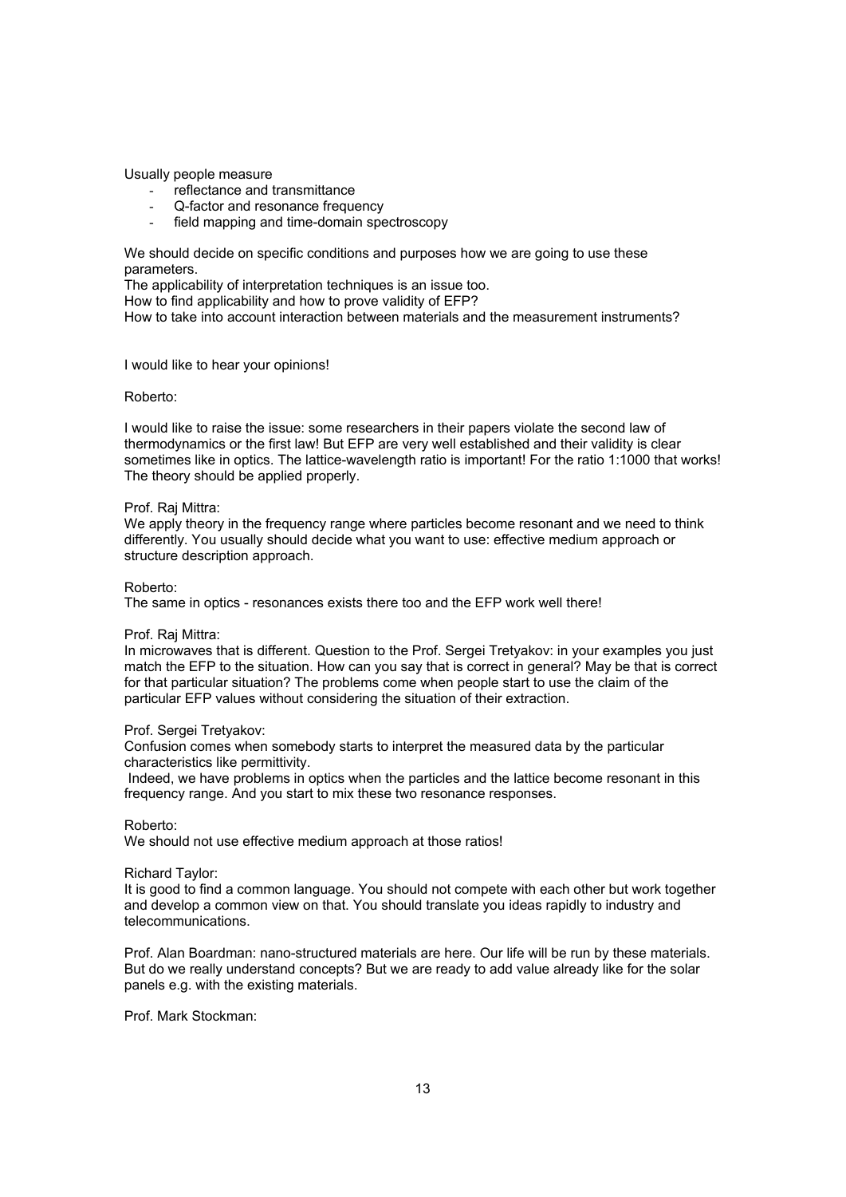Usually people measure

- reflectance and transmittance
- Q-factor and resonance frequency
- field mapping and time-domain spectroscopy

We should decide on specific conditions and purposes how we are going to use these parameters.
The applicability of interpretation techniques is an issue too.
How to find applicability and how to prove validity of EFP?
How to take into account interaction between materials and the measurement instruments?

I would like to hear your opinions!

Roberto:

I would like to raise the issue: some researchers in their papers violate the second law of thermodynamics or the first law! But EFP are very well established and their validity is clear sometimes like in optics. The lattice-wavelength ratio is important! For the ratio 1:1000 that works! The theory should be applied properly.

Prof. Raj Mittra:
We apply theory in the frequency range where particles become resonant and we need to think differently. You usually should decide what you want to use: effective medium approach or structure description approach.

Roberto:
The same in optics - resonances exists there too and the EFP work well there!

Prof. Raj Mittra:
In microwaves that is different. Question to the Prof. Sergei Tretyakov: in your examples you just match the EFP to the situation. How can you say that is correct in general? May be that is correct for that particular situation? The problems come when people start to use the claim of the particular EFP values without considering the situation of their extraction.

Prof. Sergei Tretyakov:
Confusion comes when somebody starts to interpret the measured data by the particular characteristics like permittivity.
Indeed, we have problems in optics when the particles and the lattice become resonant in this frequency range. And you start to mix these two resonance responses.

Roberto:
We should not use effective medium approach at those ratios!

Richard Taylor:
It is good to find a common language. You should not compete with each other but work together and develop a common view on that. You should translate you ideas rapidly to industry and telecommunications.

Prof. Alan Boardman: nano-structured materials are here. Our life will be run by these materials. But do we really understand concepts? But we are ready to add value already like for the solar panels e.g. with the existing materials.

Prof. Mark Stockman: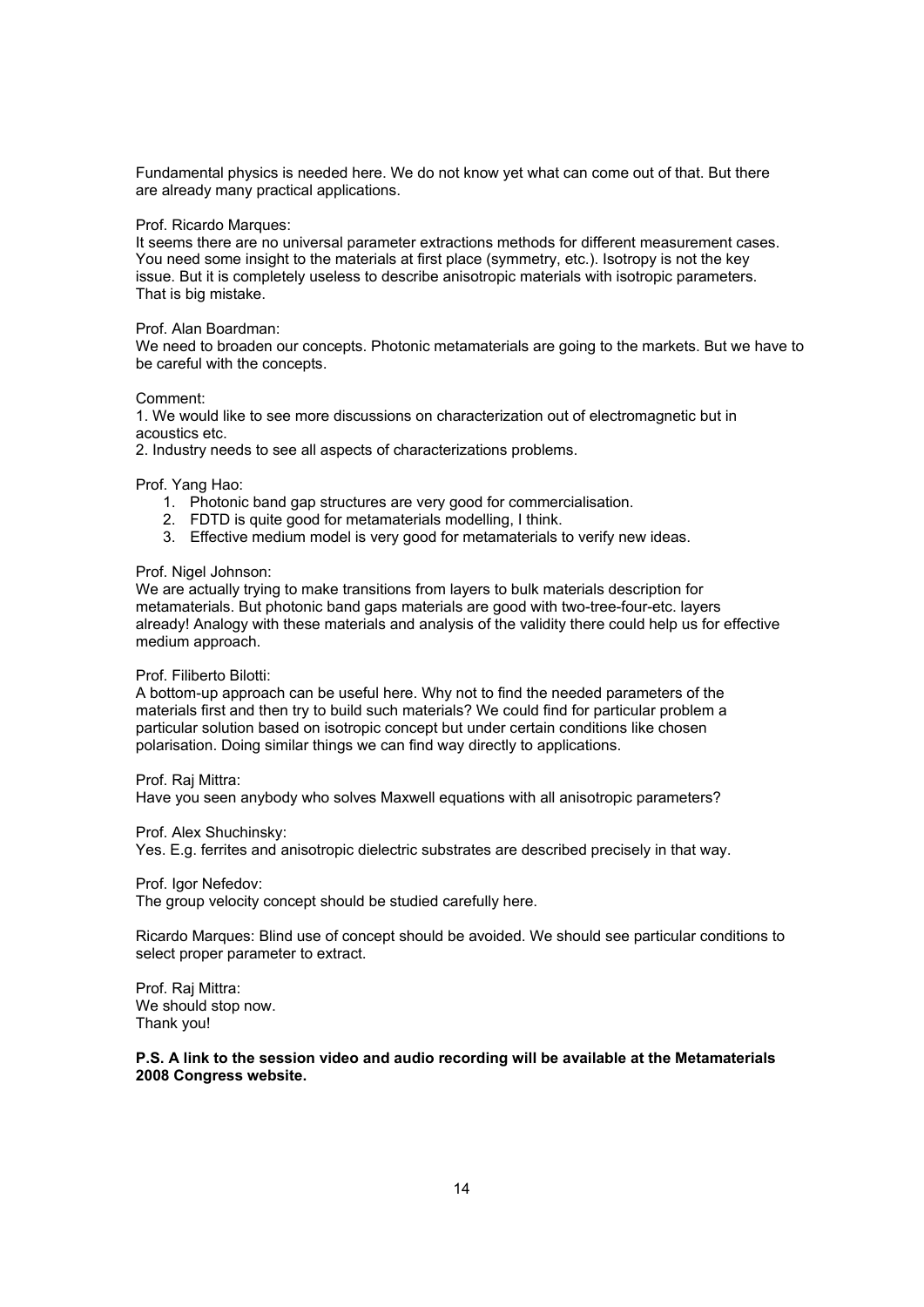Fundamental physics is needed here. We do not know yet what can come out of that. But there are already many practical applications.

Prof. Ricardo Marques:
It seems there are no universal parameter extractions methods for different measurement cases. You need some insight to the materials at first place (symmetry, etc.). Isotropy is not the key issue. But it is completely useless to describe anisotropic materials with isotropic parameters. That is big mistake.

Prof. Alan Boardman:
We need to broaden our concepts. Photonic metamaterials are going to the markets. But we have to be careful with the concepts.

Comment:
1. We would like to see more discussions on characterization out of electromagnetic but in acoustics etc.
2. Industry needs to see all aspects of characterizations problems.

Prof. Yang Hao:

1. Photonic band gap structures are very good for commercialisation.
2. FDTD is quite good for metamaterials modelling, I think.
3. Effective medium model is very good for metamaterials to verify new ideas.

Prof. Nigel Johnson:
We are actually trying to make transitions from layers to bulk materials description for metamaterials. But photonic band gaps materials are good with two-tree-four-etc. layers already! Analogy with these materials and analysis of the validity there could help us for effective medium approach.

Prof. Filiberto Bilotti:
A bottom-up approach can be useful here. Why not to find the needed parameters of the materials first and then try to build such materials? We could find for particular problem a particular solution based on isotropic concept but under certain conditions like chosen polarisation. Doing similar things we can find way directly to applications.

Prof. Raj Mittra:
Have you seen anybody who solves Maxwell equations with all anisotropic parameters?

Prof. Alex Shuchinsky:
Yes. E.g. ferrites and anisotropic dielectric substrates are described precisely in that way.

Prof. Igor Nefedov:
The group velocity concept should be studied carefully here.

Ricardo Marques: Blind use of concept should be avoided. We should see particular conditions to select proper parameter to extract.

Prof. Raj Mittra:
We should stop now.
Thank you!

**P.S. A link to the session video and audio recording will be available at the Metamaterials 2008 Congress website.**